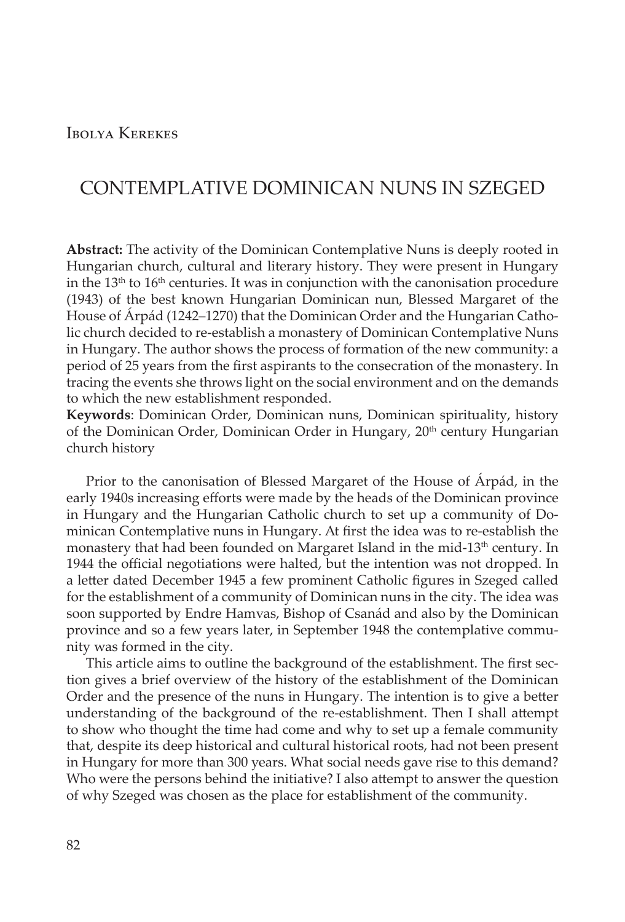Ibolya Kerekes

# CONTEMPLATIVE DOMINICAN NUNS IN SZEGED

**Abstract:** The activity of the Dominican Contemplative Nuns is deeply rooted in Hungarian church, cultural and literary history. They were present in Hungary in the 13th to 16th centuries. It was in conjunction with the canonisation procedure (1943) of the best known Hungarian Dominican nun, Blessed Margaret of the House of Árpád (1242–1270) that the Dominican Order and the Hungarian Catholic church decided to re-establish a monastery of Dominican Contemplative Nuns in Hungary. The author shows the process of formation of the new community: a period of 25 years from the first aspirants to the consecration of the monastery. In tracing the events she throws light on the social environment and on the demands to which the new establishment responded.

**Keywords**: Dominican Order, Dominican nuns, Dominican spirituality, history of the Dominican Order, Dominican Order in Hungary, 20th century Hungarian church history

Prior to the canonisation of Blessed Margaret of the House of Árpád, in the early 1940s increasing efforts were made by the heads of the Dominican province in Hungary and the Hungarian Catholic church to set up a community of Dominican Contemplative nuns in Hungary. At first the idea was to re-establish the monastery that had been founded on Margaret Island in the mid-13th century. In 1944 the official negotiations were halted, but the intention was not dropped. In a letter dated December 1945 a few prominent Catholic figures in Szeged called for the establishment of a community of Dominican nuns in the city. The idea was soon supported by Endre Hamvas, Bishop of Csanád and also by the Dominican province and so a few years later, in September 1948 the contemplative community was formed in the city.

This article aims to outline the background of the establishment. The first section gives a brief overview of the history of the establishment of the Dominican Order and the presence of the nuns in Hungary. The intention is to give a better understanding of the background of the re-establishment. Then I shall attempt to show who thought the time had come and why to set up a female community that, despite its deep historical and cultural historical roots, had not been present in Hungary for more than 300 years. What social needs gave rise to this demand? Who were the persons behind the initiative? I also attempt to answer the question of why Szeged was chosen as the place for establishment of the community.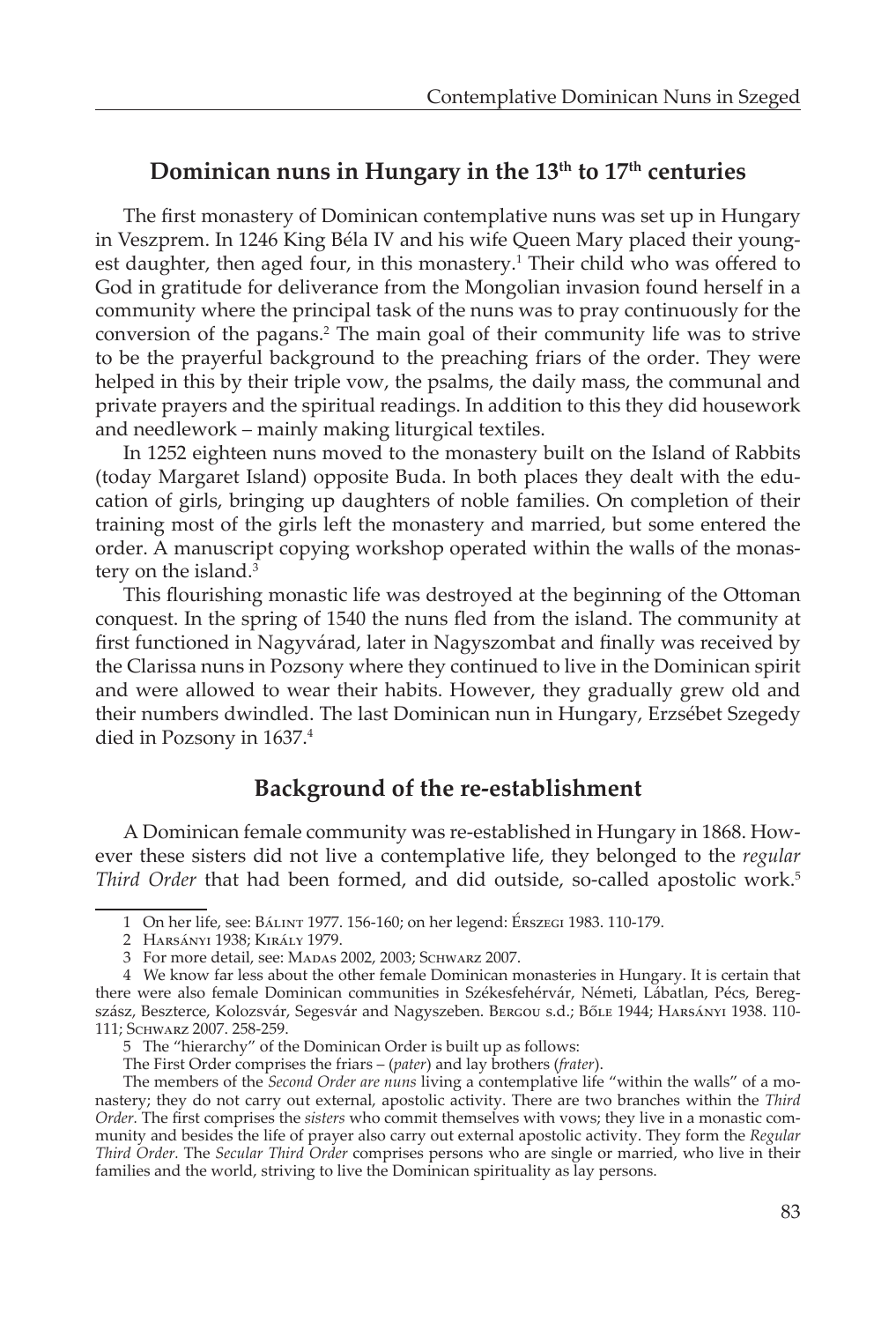## Dominican nuns in Hungary in the 13th to 17th centuries

The first monastery of Dominican contemplative nuns was set up in Hungary in Veszprem. In 1246 King Béla IV and his wife Queen Mary placed their youngest daughter, then aged four, in this monastery.[1] Their child who was offered to God in gratitude for deliverance from the Mongolian invasion found herself in a community where the principal task of the nuns was to pray continuously for the conversion of the pagans.[2] The main goal of their community life was to strive to be the prayerful background to the preaching friars of the order. They were helped in this by their triple vow, the psalms, the daily mass, the communal and private prayers and the spiritual readings. In addition to this they did housework and needlework – mainly making liturgical textiles.

In 1252 eighteen nuns moved to the monastery built on the Island of Rabbits (today Margaret Island) opposite Buda. In both places they dealt with the education of girls, bringing up daughters of noble families. On completion of their training most of the girls left the monastery and married, but some entered the order. A manuscript copying workshop operated within the walls of the monastery on the island.[3]

This flourishing monastic life was destroyed at the beginning of the Ottoman conquest. In the spring of 1540 the nuns fled from the island. The community at first functioned in Nagyvárad, later in Nagyszombat and finally was received by the Clarissa nuns in Pozsony where they continued to live in the Dominican spirit and were allowed to wear their habits. However, they gradually grew old and their numbers dwindled. The last Dominican nun in Hungary, Erzsébet Szegedy died in Pozsony in 1637.[4]

## Background of the re-establishment

A Dominican female community was re-established in Hungary in 1868. However these sisters did not live a contemplative life, they belonged to the *regular Third Order* that had been formed, and did outside, so-called apostolic work.[5]

---

1 On her life, see: Bálint 1977. 156-160; on her legend: Érszegi 1983. 110-179.

2 Harsányi 1938; Király 1979.

3 For more detail, see: Madas 2002, 2003; Schwarz 2007.

4 We know far less about the other female Dominican monasteries in Hungary. It is certain that there were also female Dominican communities in Székesfehérvár, Németi, Lábatlan, Pécs, Beregszász, Beszterce, Kolozsvár, Segesvár and Nagyszeben. Bergou s.d.; Bőle 1944; Harsányi 1938. 110-111; Schwarz 2007. 258-259.

5 The "hierarchy" of the Dominican Order is built up as follows:

The First Order comprises the friars – (*pater*) and lay brothers (*frater*).

The members of the *Second Order are nuns* living a contemplative life "within the walls" of a monastery; they do not carry out external, apostolic activity. There are two branches within the *Third Order.* The first comprises the *sisters* who commit themselves with vows; they live in a monastic community and besides the life of prayer also carry out external apostolic activity. They form the *Regular Third Order.* The *Secular Third Order* comprises persons who are single or married, who live in their families and the world, striving to live the Dominican spirituality as lay persons.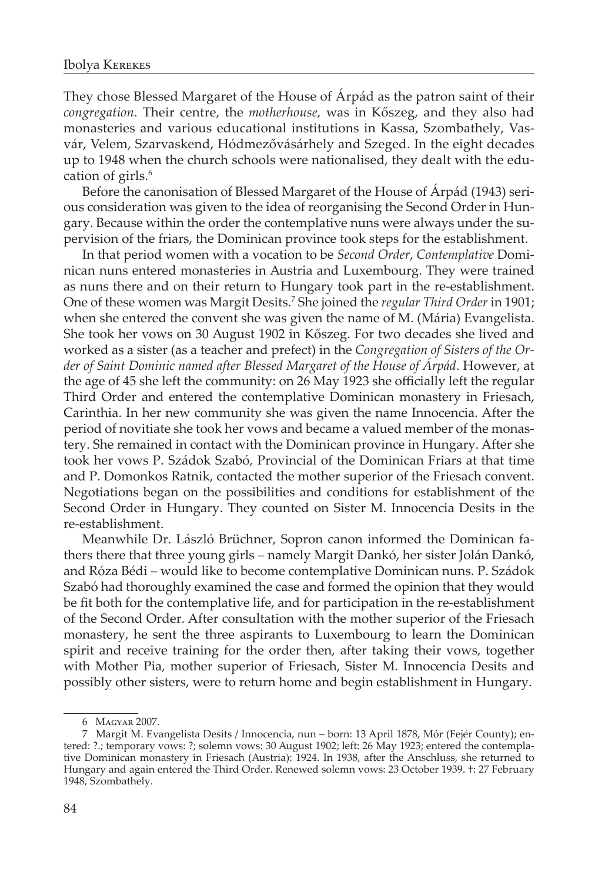They chose Blessed Margaret of the House of Árpád as the patron saint of their *congregation*. Their centre, the *motherhouse,* was in Kőszeg, and they also had monasteries and various educational institutions in Kassa, Szombathely, Vasvár, Velem, Szarvaskend, Hódmezővásárhely and Szeged. In the eight decades up to 1948 when the church schools were nationalised, they dealt with the education of girls.[6]

Before the canonisation of Blessed Margaret of the House of Árpád (1943) serious consideration was given to the idea of reorganising the Second Order in Hungary. Because within the order the contemplative nuns were always under the supervision of the friars, the Dominican province took steps for the establishment.

In that period women with a vocation to be *Second Order*, *Contemplative* Dominican nuns entered monasteries in Austria and Luxembourg. They were trained as nuns there and on their return to Hungary took part in the re-establishment. One of these women was Margit Desits.[7] She joined the *regular Third Order* in 1901; when she entered the convent she was given the name of M. (Mária) Evangelista. She took her vows on 30 August 1902 in Kőszeg. For two decades she lived and worked as a sister (as a teacher and prefect) in the *Congregation of Sisters of the Order of Saint Dominic named after Blessed Margaret of the House of Árpád*. However, at the age of 45 she left the community: on 26 May 1923 she officially left the regular Third Order and entered the contemplative Dominican monastery in Friesach, Carinthia. In her new community she was given the name Innocencia. After the period of novitiate she took her vows and became a valued member of the monastery. She remained in contact with the Dominican province in Hungary. After she took her vows P. Szádok Szabó, Provincial of the Dominican Friars at that time and P. Domonkos Ratnik, contacted the mother superior of the Friesach convent. Negotiations began on the possibilities and conditions for establishment of the Second Order in Hungary. They counted on Sister M. Innocencia Desits in the re-establishment.

Meanwhile Dr. László Brüchner, Sopron canon informed the Dominican fathers there that three young girls – namely Margit Dankó, her sister Jolán Dankó, and Róza Bédi – would like to become contemplative Dominican nuns. P. Szádok Szabó had thoroughly examined the case and formed the opinion that they would be fit both for the contemplative life, and for participation in the re-establishment of the Second Order. After consultation with the mother superior of the Friesach monastery, he sent the three aspirants to Luxembourg to learn the Dominican spirit and receive training for the order then, after taking their vows, together with Mother Pia, mother superior of Friesach, Sister M. Innocencia Desits and possibly other sisters, were to return home and begin establishment in Hungary.

---

6 Magyar 2007.

7 Margit M. Evangelista Desits / Innocencia, nun – born: 13 April 1878, Mór (Fejér County); entered: ?.; temporary vows: ?; solemn vows: 30 August 1902; left: 26 May 1923; entered the contemplative Dominican monastery in Friesach (Austria): 1924. In 1938, after the Anschluss, she returned to Hungary and again entered the Third Order. Renewed solemn vows: 23 October 1939. †: 27 February 1948, Szombathely.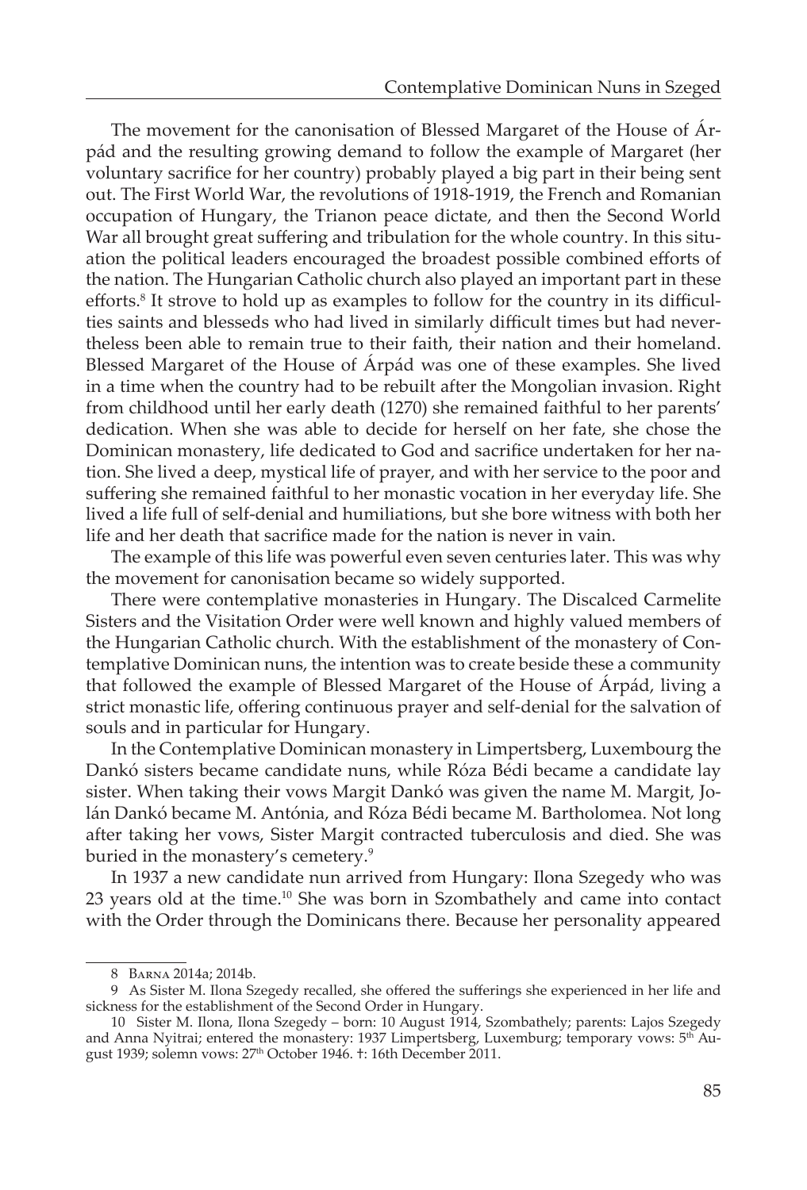The movement for the canonisation of Blessed Margaret of the House of Árpád and the resulting growing demand to follow the example of Margaret (her voluntary sacrifice for her country) probably played a big part in their being sent out. The First World War, the revolutions of 1918-1919, the French and Romanian occupation of Hungary, the Trianon peace dictate, and then the Second World War all brought great suffering and tribulation for the whole country. In this situation the political leaders encouraged the broadest possible combined efforts of the nation. The Hungarian Catholic church also played an important part in these efforts.[8] It strove to hold up as examples to follow for the country in its difficulties saints and blesseds who had lived in similarly difficult times but had nevertheless been able to remain true to their faith, their nation and their homeland. Blessed Margaret of the House of Árpád was one of these examples. She lived in a time when the country had to be rebuilt after the Mongolian invasion. Right from childhood until her early death (1270) she remained faithful to her parents' dedication. When she was able to decide for herself on her fate, she chose the Dominican monastery, life dedicated to God and sacrifice undertaken for her nation. She lived a deep, mystical life of prayer, and with her service to the poor and suffering she remained faithful to her monastic vocation in her everyday life. She lived a life full of self-denial and humiliations, but she bore witness with both her life and her death that sacrifice made for the nation is never in vain.

The example of this life was powerful even seven centuries later. This was why the movement for canonisation became so widely supported.

There were contemplative monasteries in Hungary. The Discalced Carmelite Sisters and the Visitation Order were well known and highly valued members of the Hungarian Catholic church. With the establishment of the monastery of Contemplative Dominican nuns, the intention was to create beside these a community that followed the example of Blessed Margaret of the House of Árpád, living a strict monastic life, offering continuous prayer and self-denial for the salvation of souls and in particular for Hungary.

In the Contemplative Dominican monastery in Limpertsberg, Luxembourg the Dankó sisters became candidate nuns, while Róza Bédi became a candidate lay sister. When taking their vows Margit Dankó was given the name M. Margit, Jolán Dankó became M. Antónia, and Róza Bédi became M. Bartholomea. Not long after taking her vows, Sister Margit contracted tuberculosis and died. She was buried in the monastery's cemetery.[9]

In 1937 a new candidate nun arrived from Hungary: Ilona Szegedy who was 23 years old at the time.[10] She was born in Szombathely and came into contact with the Order through the Dominicans there. Because her personality appeared

---

8 Barna 2014a; 2014b.

9 As Sister M. Ilona Szegedy recalled, she offered the sufferings she experienced in her life and sickness for the establishment of the Second Order in Hungary.

10 Sister M. Ilona, Ilona Szegedy – born: 10 August 1914, Szombathely; parents: Lajos Szegedy and Anna Nyitrai; entered the monastery: 1937 Limpertsberg, Luxemburg; temporary vows: 5th August 1939; solemn vows: 27th October 1946. †: 16th December 2011.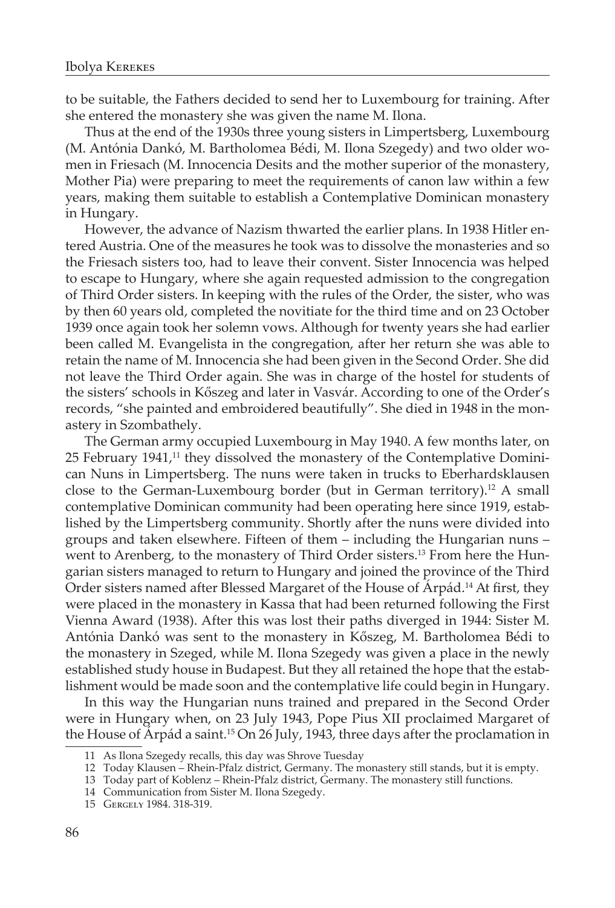to be suitable, the Fathers decided to send her to Luxembourg for training. After she entered the monastery she was given the name M. Ilona.

Thus at the end of the 1930s three young sisters in Limpertsberg, Luxembourg (M. Antónia Dankó, M. Bartholomea Bédi, M. Ilona Szegedy) and two older women in Friesach (M. Innocencia Desits and the mother superior of the monastery, Mother Pia) were preparing to meet the requirements of canon law within a few years, making them suitable to establish a Contemplative Dominican monastery in Hungary.

However, the advance of Nazism thwarted the earlier plans. In 1938 Hitler entered Austria. One of the measures he took was to dissolve the monasteries and so the Friesach sisters too, had to leave their convent. Sister Innocencia was helped to escape to Hungary, where she again requested admission to the congregation of Third Order sisters. In keeping with the rules of the Order, the sister, who was by then 60 years old, completed the novitiate for the third time and on 23 October 1939 once again took her solemn vows. Although for twenty years she had earlier been called M. Evangelista in the congregation, after her return she was able to retain the name of M. Innocencia she had been given in the Second Order. She did not leave the Third Order again. She was in charge of the hostel for students of the sisters' schools in Kőszeg and later in Vasvár. According to one of the Order's records, "she painted and embroidered beautifully". She died in 1948 in the monastery in Szombathely.

The German army occupied Luxembourg in May 1940. A few months later, on 25 February 1941,[11] they dissolved the monastery of the Contemplative Dominican Nuns in Limpertsberg. The nuns were taken in trucks to Eberhardsklausen close to the German-Luxembourg border (but in German territory).[12] A small contemplative Dominican community had been operating here since 1919, established by the Limpertsberg community. Shortly after the nuns were divided into groups and taken elsewhere. Fifteen of them – including the Hungarian nuns – went to Arenberg, to the monastery of Third Order sisters.[13] From here the Hungarian sisters managed to return to Hungary and joined the province of the Third Order sisters named after Blessed Margaret of the House of Árpád.[14] At first, they were placed in the monastery in Kassa that had been returned following the First Vienna Award (1938). After this was lost their paths diverged in 1944: Sister M. Antónia Dankó was sent to the monastery in Kőszeg, M. Bartholomea Bédi to the monastery in Szeged, while M. Ilona Szegedy was given a place in the newly established study house in Budapest. But they all retained the hope that the establishment would be made soon and the contemplative life could begin in Hungary.

In this way the Hungarian nuns trained and prepared in the Second Order were in Hungary when, on 23 July 1943, Pope Pius XII proclaimed Margaret of the House of Árpád a saint.[15] On 26 July, 1943, three days after the proclamation in

---

11 As Ilona Szegedy recalls, this day was Shrove Tuesday

12 Today Klausen – Rhein-Pfalz district, Germany. The monastery still stands, but it is empty.

13 Today part of Koblenz – Rhein-Pfalz district, Germany. The monastery still functions.

14 Communication from Sister M. Ilona Szegedy.

15 Gergely 1984. 318-319.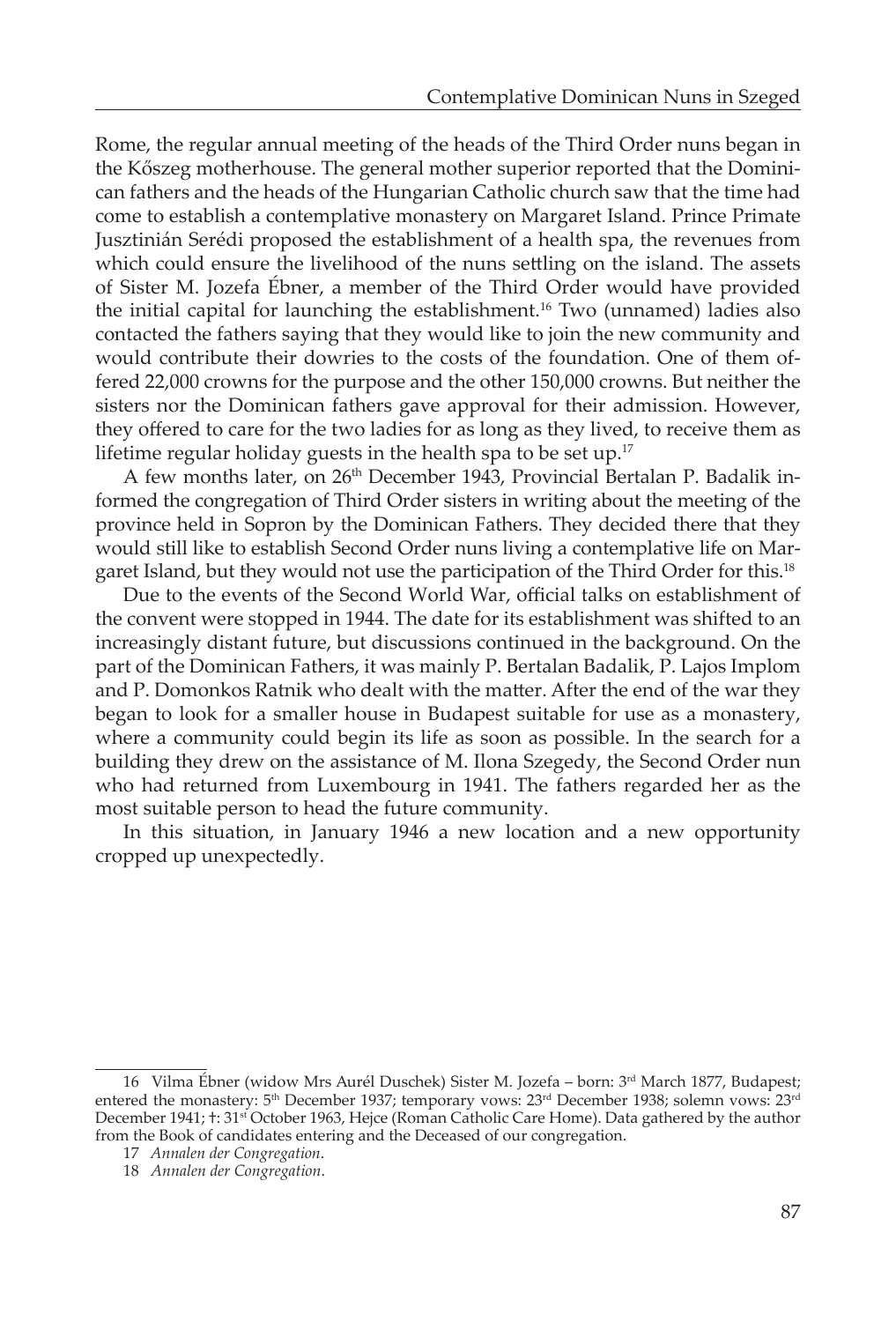Rome, the regular annual meeting of the heads of the Third Order nuns began in the Kőszeg motherhouse. The general mother superior reported that the Dominican fathers and the heads of the Hungarian Catholic church saw that the time had come to establish a contemplative monastery on Margaret Island. Prince Primate Jusztinián Serédi proposed the establishment of a health spa, the revenues from which could ensure the livelihood of the nuns settling on the island. The assets of Sister M. Jozefa Ébner, a member of the Third Order would have provided the initial capital for launching the establishment.[16] Two (unnamed) ladies also contacted the fathers saying that they would like to join the new community and would contribute their dowries to the costs of the foundation. One of them offered 22,000 crowns for the purpose and the other 150,000 crowns. But neither the sisters nor the Dominican fathers gave approval for their admission. However, they offered to care for the two ladies for as long as they lived, to receive them as lifetime regular holiday guests in the health spa to be set up.[17]

A few months later, on 26th December 1943, Provincial Bertalan P. Badalik informed the congregation of Third Order sisters in writing about the meeting of the province held in Sopron by the Dominican Fathers. They decided there that they would still like to establish Second Order nuns living a contemplative life on Margaret Island, but they would not use the participation of the Third Order for this.[18]

Due to the events of the Second World War, official talks on establishment of the convent were stopped in 1944. The date for its establishment was shifted to an increasingly distant future, but discussions continued in the background. On the part of the Dominican Fathers, it was mainly P. Bertalan Badalik, P. Lajos Implom and P. Domonkos Ratnik who dealt with the matter. After the end of the war they began to look for a smaller house in Budapest suitable for use as a monastery, where a community could begin its life as soon as possible. In the search for a building they drew on the assistance of M. Ilona Szegedy, the Second Order nun who had returned from Luxembourg in 1941. The fathers regarded her as the most suitable person to head the future community.

In this situation, in January 1946 a new location and a new opportunity cropped up unexpectedly.

---

16 Vilma Ébner (widow Mrs Aurél Duschek) Sister M. Jozefa – born: 3rd March 1877, Budapest; entered the monastery: 5th December 1937; temporary vows: 23rd December 1938; solemn vows: 23rd December 1941; †: 31st October 1963, Hejce (Roman Catholic Care Home). Data gathered by the author from the Book of candidates entering and the Deceased of our congregation.

17 *Annalen der Congregation*.

18 *Annalen der Congregation*.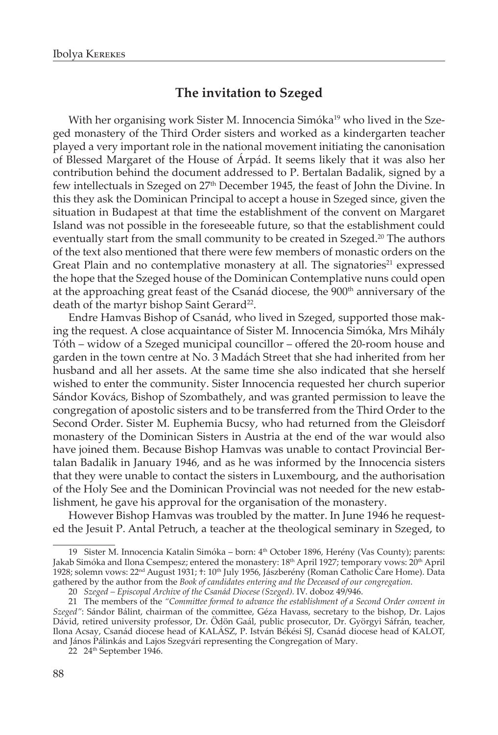## The invitation to Szeged

With her organising work Sister M. Innocencia Simóka[19] who lived in the Szeged monastery of the Third Order sisters and worked as a kindergarten teacher played a very important role in the national movement initiating the canonisation of Blessed Margaret of the House of Árpád. It seems likely that it was also her contribution behind the document addressed to P. Bertalan Badalik, signed by a few intellectuals in Szeged on 27th December 1945, the feast of John the Divine. In this they ask the Dominican Principal to accept a house in Szeged since, given the situation in Budapest at that time the establishment of the convent on Margaret Island was not possible in the foreseeable future, so that the establishment could eventually start from the small community to be created in Szeged.[20] The authors of the text also mentioned that there were few members of monastic orders on the Great Plain and no contemplative monastery at all. The signatories[21] expressed the hope that the Szeged house of the Dominican Contemplative nuns could open at the approaching great feast of the Csanád diocese, the 900th anniversary of the death of the martyr bishop Saint Gerard[22].

Endre Hamvas Bishop of Csanád, who lived in Szeged, supported those making the request. A close acquaintance of Sister M. Innocencia Simóka, Mrs Mihály Tóth – widow of a Szeged municipal councillor – offered the 20-room house and garden in the town centre at No. 3 Madách Street that she had inherited from her husband and all her assets. At the same time she also indicated that she herself wished to enter the community. Sister Innocencia requested her church superior Sándor Kovács, Bishop of Szombathely, and was granted permission to leave the congregation of apostolic sisters and to be transferred from the Third Order to the Second Order. Sister M. Euphemia Bucsy, who had returned from the Gleisdorf monastery of the Dominican Sisters in Austria at the end of the war would also have joined them. Because Bishop Hamvas was unable to contact Provincial Bertalan Badalik in January 1946, and as he was informed by the Innocencia sisters that they were unable to contact the sisters in Luxembourg, and the authorisation of the Holy See and the Dominican Provincial was not needed for the new establishment, he gave his approval for the organisation of the monastery.

However Bishop Hamvas was troubled by the matter. In June 1946 he requested the Jesuit P. Antal Petruch, a teacher at the theological seminary in Szeged, to

---

19 Sister M. Innocencia Katalin Simóka – born: 4th October 1896, Herény (Vas County); parents: Jakab Simóka and Ilona Csempesz; entered the monastery: 18th April 1927; temporary vows: 20th April 1928; solemn vows: 22nd August 1931; †: 10th July 1956, Jászberény (Roman Catholic Care Home). Data gathered by the author from the *Book of candidates entering and the Deceased of our congregation.*

20 *Szeged – Episcopal Archive of the Csanád Diocese (Szeged).* IV. doboz 49/946.

21 The members of the *"Committee formed to advance the establishment of a Second Order convent in Szeged"*: Sándor Bálint, chairman of the committee, Géza Havass, secretary to the bishop, Dr. Lajos Dávid, retired university professor, Dr. Ödön Gaál, public prosecutor, Dr. Györgyi Sáfrán, teacher, Ilona Acsay, Csanád diocese head of KALÁSZ, P. István Békési SJ, Csanád diocese head of KALOT, and János Pálinkás and Lajos Szegvári representing the Congregation of Mary.

22 24th September 1946.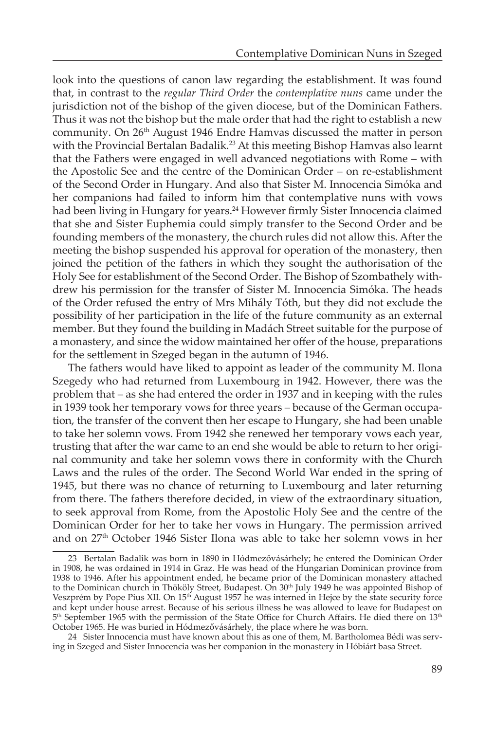look into the questions of canon law regarding the establishment. It was found that, in contrast to the *regular Third Order* the *contemplative nuns* came under the jurisdiction not of the bishop of the given diocese, but of the Dominican Fathers. Thus it was not the bishop but the male order that had the right to establish a new community. On 26th August 1946 Endre Hamvas discussed the matter in person with the Provincial Bertalan Badalik.[23] At this meeting Bishop Hamvas also learnt that the Fathers were engaged in well advanced negotiations with Rome – with the Apostolic See and the centre of the Dominican Order – on re-establishment of the Second Order in Hungary. And also that Sister M. Innocencia Simóka and her companions had failed to inform him that contemplative nuns with vows had been living in Hungary for years.[24] However firmly Sister Innocencia claimed that she and Sister Euphemia could simply transfer to the Second Order and be founding members of the monastery, the church rules did not allow this. After the meeting the bishop suspended his approval for operation of the monastery, then joined the petition of the fathers in which they sought the authorisation of the Holy See for establishment of the Second Order. The Bishop of Szombathely withdrew his permission for the transfer of Sister M. Innocencia Simóka. The heads of the Order refused the entry of Mrs Mihály Tóth, but they did not exclude the possibility of her participation in the life of the future community as an external member. But they found the building in Madách Street suitable for the purpose of a monastery, and since the widow maintained her offer of the house, preparations for the settlement in Szeged began in the autumn of 1946.

The fathers would have liked to appoint as leader of the community M. Ilona Szegedy who had returned from Luxembourg in 1942. However, there was the problem that – as she had entered the order in 1937 and in keeping with the rules in 1939 took her temporary vows for three years – because of the German occupation, the transfer of the convent then her escape to Hungary, she had been unable to take her solemn vows. From 1942 she renewed her temporary vows each year, trusting that after the war came to an end she would be able to return to her original community and take her solemn vows there in conformity with the Church Laws and the rules of the order. The Second World War ended in the spring of 1945, but there was no chance of returning to Luxembourg and later returning from there. The fathers therefore decided, in view of the extraordinary situation, to seek approval from Rome, from the Apostolic Holy See and the centre of the Dominican Order for her to take her vows in Hungary. The permission arrived and on 27th October 1946 Sister Ilona was able to take her solemn vows in her

---

23 Bertalan Badalik was born in 1890 in Hódmezővásárhely; he entered the Dominican Order in 1908, he was ordained in 1914 in Graz. He was head of the Hungarian Dominican province from 1938 to 1946. After his appointment ended, he became prior of the Dominican monastery attached to the Dominican church in Thököly Street, Budapest. On 30th July 1949 he was appointed Bishop of Veszprém by Pope Pius XII. On 15th August 1957 he was interned in Hejce by the state security force and kept under house arrest. Because of his serious illness he was allowed to leave for Budapest on 5th September 1965 with the permission of the State Office for Church Affairs. He died there on 13th October 1965. He was buried in Hódmezővásárhely, the place where he was born.

24 Sister Innocencia must have known about this as one of them, M. Bartholomea Bédi was serving in Szeged and Sister Innocencia was her companion in the monastery in Hóbiárt basa Street.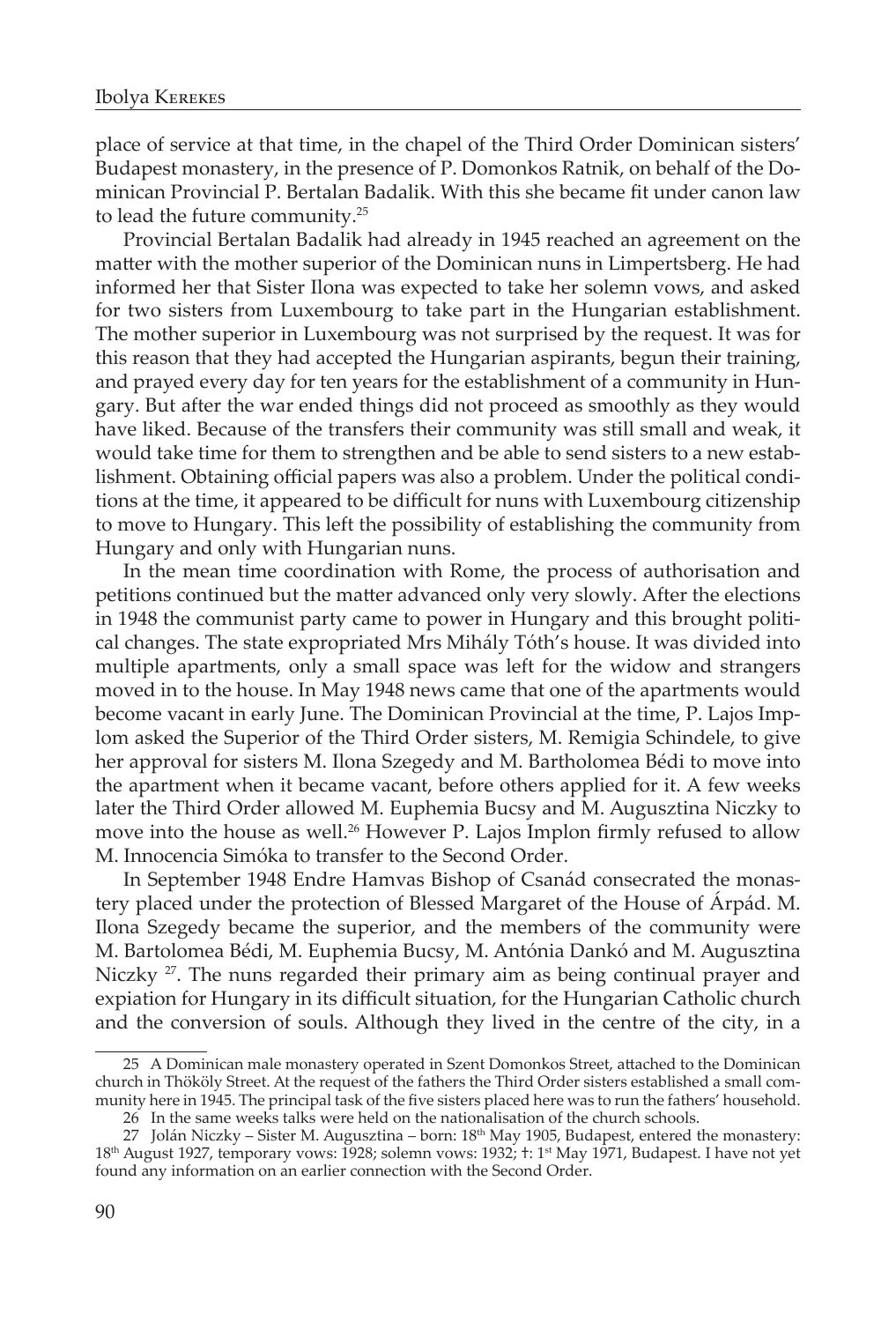place of service at that time, in the chapel of the Third Order Dominican sisters' Budapest monastery, in the presence of P. Domonkos Ratnik, on behalf of the Dominican Provincial P. Bertalan Badalik. With this she became fit under canon law to lead the future community.[25]

Provincial Bertalan Badalik had already in 1945 reached an agreement on the matter with the mother superior of the Dominican nuns in Limpertsberg. He had informed her that Sister Ilona was expected to take her solemn vows, and asked for two sisters from Luxembourg to take part in the Hungarian establishment. The mother superior in Luxembourg was not surprised by the request. It was for this reason that they had accepted the Hungarian aspirants, begun their training, and prayed every day for ten years for the establishment of a community in Hungary. But after the war ended things did not proceed as smoothly as they would have liked. Because of the transfers their community was still small and weak, it would take time for them to strengthen and be able to send sisters to a new establishment. Obtaining official papers was also a problem. Under the political conditions at the time, it appeared to be difficult for nuns with Luxembourg citizenship to move to Hungary. This left the possibility of establishing the community from Hungary and only with Hungarian nuns.

In the mean time coordination with Rome, the process of authorisation and petitions continued but the matter advanced only very slowly. After the elections in 1948 the communist party came to power in Hungary and this brought political changes. The state expropriated Mrs Mihály Tóth's house. It was divided into multiple apartments, only a small space was left for the widow and strangers moved in to the house. In May 1948 news came that one of the apartments would become vacant in early June. The Dominican Provincial at the time, P. Lajos Implom asked the Superior of the Third Order sisters, M. Remigia Schindele, to give her approval for sisters M. Ilona Szegedy and M. Bartholomea Bédi to move into the apartment when it became vacant, before others applied for it. A few weeks later the Third Order allowed M. Euphemia Bucsy and M. Augusztina Niczky to move into the house as well.[26] However P. Lajos Implon firmly refused to allow M. Innocencia Simóka to transfer to the Second Order.

In September 1948 Endre Hamvas Bishop of Csanád consecrated the monastery placed under the protection of Blessed Margaret of the House of Árpád. M. Ilona Szegedy became the superior, and the members of the community were M. Bartolomea Bédi, M. Euphemia Bucsy, M. Antónia Dankó and M. Augusztina Niczky [27]. The nuns regarded their primary aim as being continual prayer and expiation for Hungary in its difficult situation, for the Hungarian Catholic church and the conversion of souls. Although they lived in the centre of the city, in a

---

25 A Dominican male monastery operated in Szent Domonkos Street, attached to the Dominican church in Thököly Street. At the request of the fathers the Third Order sisters established a small community here in 1945. The principal task of the five sisters placed here was to run the fathers' household.

26 In the same weeks talks were held on the nationalisation of the church schools.

27 Jolán Niczky – Sister M. Augusztina – born: 18th May 1905, Budapest, entered the monastery: 18th August 1927, temporary vows: 1928; solemn vows: 1932; †: 1st May 1971, Budapest. I have not yet found any information on an earlier connection with the Second Order.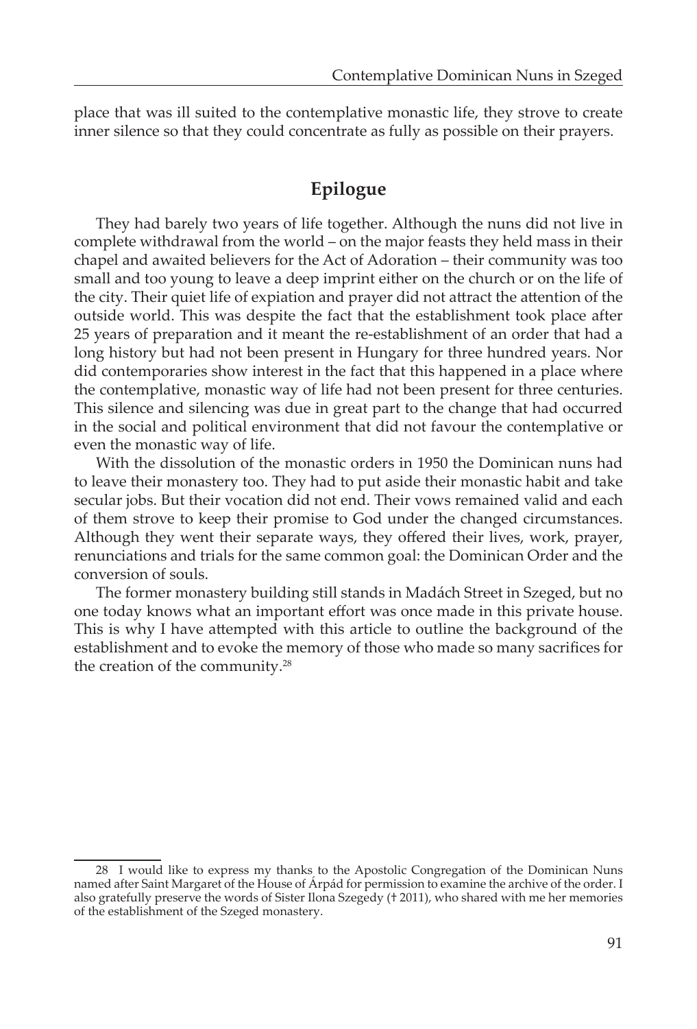place that was ill suited to the contemplative monastic life, they strove to create inner silence so that they could concentrate as fully as possible on their prayers.

## Epilogue

They had barely two years of life together. Although the nuns did not live in complete withdrawal from the world – on the major feasts they held mass in their chapel and awaited believers for the Act of Adoration – their community was too small and too young to leave a deep imprint either on the church or on the life of the city. Their quiet life of expiation and prayer did not attract the attention of the outside world. This was despite the fact that the establishment took place after 25 years of preparation and it meant the re-establishment of an order that had a long history but had not been present in Hungary for three hundred years. Nor did contemporaries show interest in the fact that this happened in a place where the contemplative, monastic way of life had not been present for three centuries. This silence and silencing was due in great part to the change that had occurred in the social and political environment that did not favour the contemplative or even the monastic way of life.

With the dissolution of the monastic orders in 1950 the Dominican nuns had to leave their monastery too. They had to put aside their monastic habit and take secular jobs. But their vocation did not end. Their vows remained valid and each of them strove to keep their promise to God under the changed circumstances. Although they went their separate ways, they offered their lives, work, prayer, renunciations and trials for the same common goal: the Dominican Order and the conversion of souls.

The former monastery building still stands in Madách Street in Szeged, but no one today knows what an important effort was once made in this private house. This is why I have attempted with this article to outline the background of the establishment and to evoke the memory of those who made so many sacrifices for the creation of the community.[28]

---

28 I would like to express my thanks to the Apostolic Congregation of the Dominican Nuns named after Saint Margaret of the House of Árpád for permission to examine the archive of the order. I also gratefully preserve the words of Sister Ilona Szegedy († 2011), who shared with me her memories of the establishment of the Szeged monastery.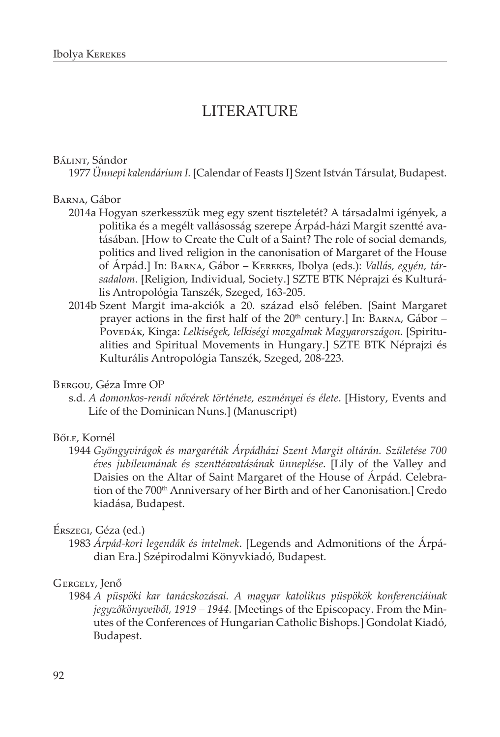# LITERATURE

Bálint, Sándor

1977 *Ünnepi kalendárium I.* [Calendar of Feasts I] Szent István Társulat, Budapest.

Barna, Gábor

2014a Hogyan szerkesszük meg egy szent tiszteletét? A társadalmi igények, a politika és a megélt vallásosság szerepe Árpád-házi Margit szentté avatásában. [How to Create the Cult of a Saint? The role of social demands, politics and lived religion in the canonisation of Margaret of the House of Árpád.] In: Barna, Gábor – Kerekes, Ibolya (eds.): *Vallás, egyén, társadalom*. [Religion, Individual, Society.] SZTE BTK Néprajzi és Kulturális Antropológia Tanszék, Szeged, 163-205.

2014b Szent Margit ima-akciók a 20. század első felében. [Saint Margaret prayer actions in the first half of the 20th century.] In: Barna, Gábor – Povedák, Kinga: *Lelkiségek, lelkiségi mozgalmak Magyarországon.* [Spiritualities and Spiritual Movements in Hungary.] SZTE BTK Néprajzi és Kulturális Antropológia Tanszék, Szeged, 208-223.

Bergou, Géza Imre OP

s.d. *A domonkos-rendi nővérek története, eszményei és élete*. [History, Events and Life of the Dominican Nuns.] (Manuscript)

Bőle, Kornél

1944 *Gyöngyvirágok és margaréták Árpádházi Szent Margit oltárán. Születése 700 éves jubileumának és szenttéavatásának ünneplése*. [Lily of the Valley and Daisies on the Altar of Saint Margaret of the House of Árpád. Celebration of the 700th Anniversary of her Birth and of her Canonisation.] Credo kiadása, Budapest.

Érszegi, Géza (ed.)

1983 *Árpád-kori legendák és intelmek*. [Legends and Admonitions of the Árpádian Era.] Szépirodalmi Könyvkiadó, Budapest.

Gergely, Jenő

1984 *A püspöki kar tanácskozásai. A magyar katolikus püspökök konferenciáinak jegyzőkönyveiből, 1919 – 1944.* [Meetings of the Episcopacy. From the Minutes of the Conferences of Hungarian Catholic Bishops.] Gondolat Kiadó, Budapest.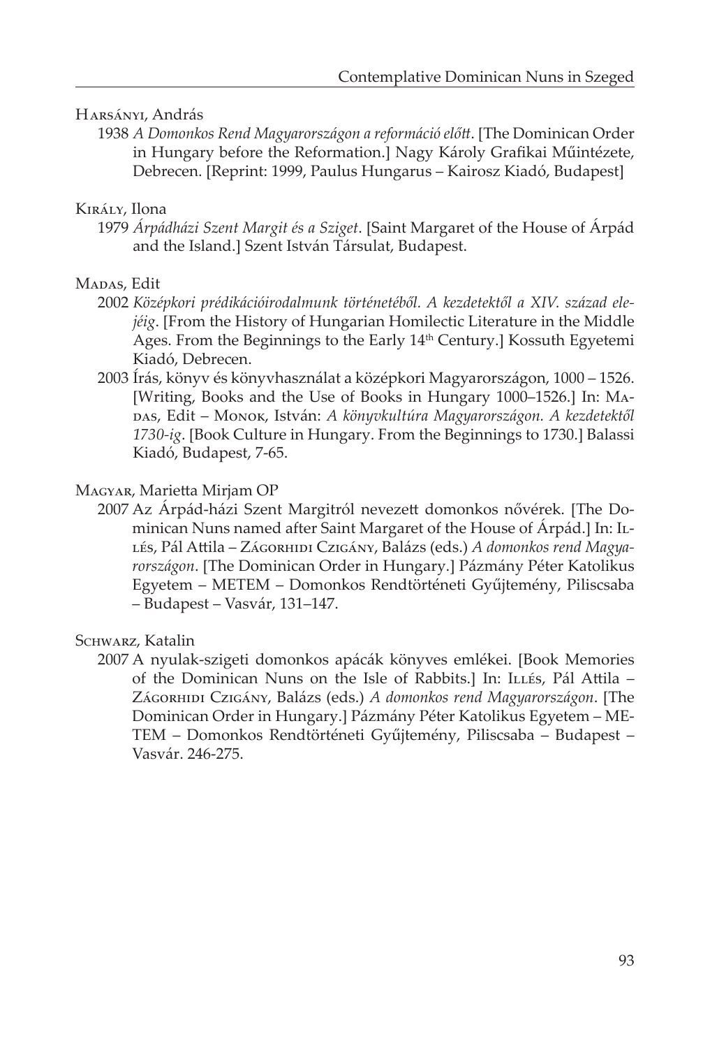Harsányi, András

1938 *A Domonkos Rend Magyarországon a reformáció előtt*. [The Dominican Order in Hungary before the Reformation.] Nagy Károly Grafikai Műintézete, Debrecen. [Reprint: 1999, Paulus Hungarus – Kairosz Kiadó, Budapest]

Király, Ilona

1979 *Árpádházi Szent Margit és a Sziget*. [Saint Margaret of the House of Árpád and the Island.] Szent István Társulat, Budapest.

Madas, Edit

2002 *Középkori prédikációirodalmunk történetéből. A kezdetektől a XIV. század elejéig*. [From the History of Hungarian Homilectic Literature in the Middle Ages. From the Beginnings to the Early 14th Century.] Kossuth Egyetemi Kiadó, Debrecen.

2003 Írás, könyv és könyvhasználat a középkori Magyarországon, 1000 – 1526. [Writing, Books and the Use of Books in Hungary 1000–1526.] In: Madas, Edit – Monok, István: *A könyvkultúra Magyarországon. A kezdetektől 1730-ig*. [Book Culture in Hungary. From the Beginnings to 1730.] Balassi Kiadó, Budapest, 7-65.

Magyar, Marietta Mirjam OP

2007 Az Árpád-házi Szent Margitról nevezett domonkos nővérek. [The Dominican Nuns named after Saint Margaret of the House of Árpád.] In: Illés, Pál Attila – Zágorhidi Czigány, Balázs (eds.) *A domonkos rend Magyarországon*. [The Dominican Order in Hungary.] Pázmány Péter Katolikus Egyetem – METEM – Domonkos Rendtörténeti Gyűjtemény, Piliscsaba – Budapest – Vasvár, 131–147.

Schwarz, Katalin

2007 A nyulak-szigeti domonkos apácák könyves emlékei. [Book Memories of the Dominican Nuns on the Isle of Rabbits.] In: Illés, Pál Attila – Zágorhidi Czigány, Balázs (eds.) *A domonkos rend Magyarországon*. [The Dominican Order in Hungary.] Pázmány Péter Katolikus Egyetem – METEM – Domonkos Rendtörténeti Gyűjtemény, Piliscsaba – Budapest – Vasvár. 246-275.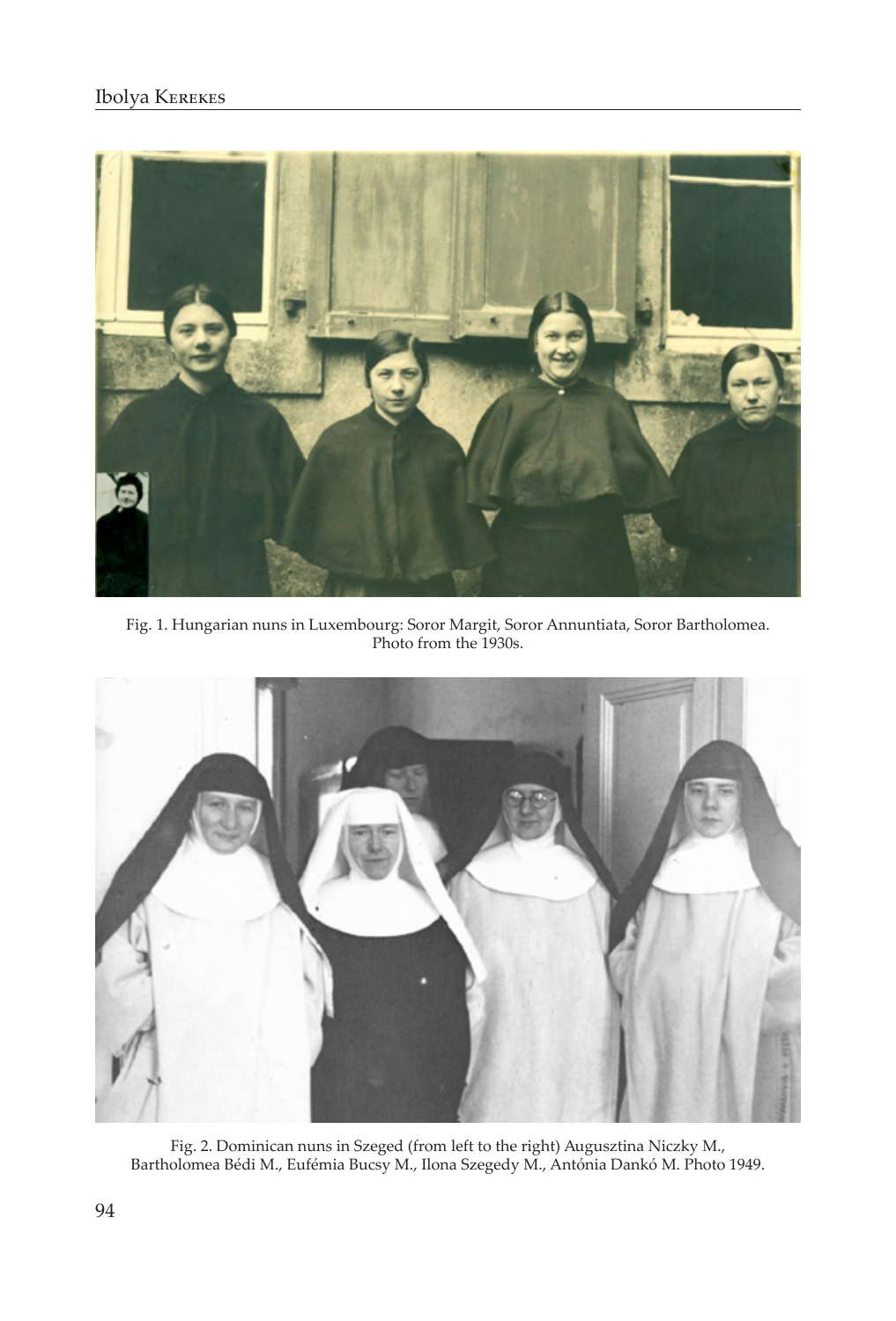Fig. 1. Hungarian nuns in Luxembourg: Soror Margit, Soror Annuntiata, Soror Bartholomea. Photo from the 1930s.

Fig. 2. Dominican nuns in Szeged (from left to the right) Augusztina Niczky M., Bartholomea Bédi M., Eufémia Bucsy M., Ilona Szegedy M., Antónia Dankó M. Photo 1949.